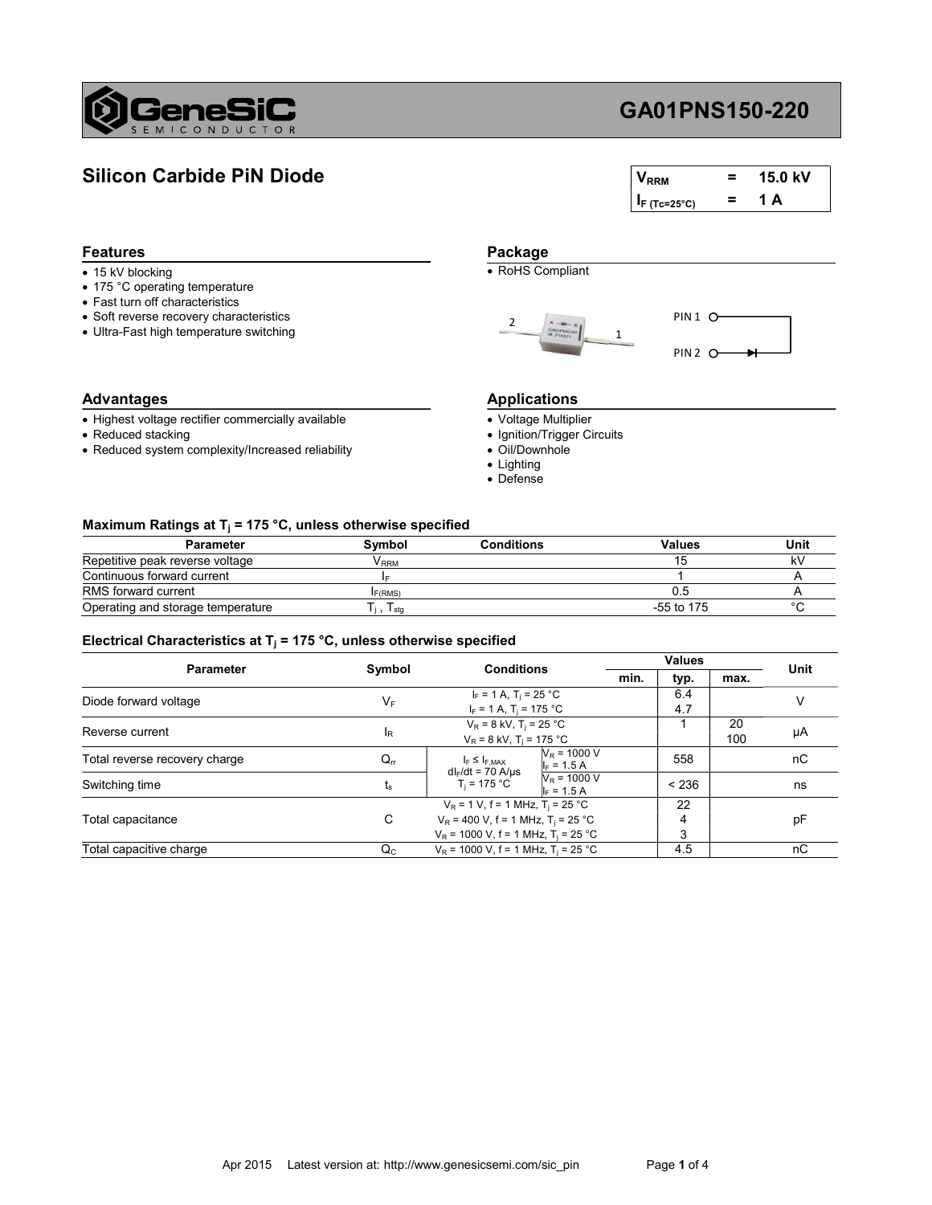# GA01PNS150-220

## Silicon Carbide PiN Diode

| | | |
|---|---|---|
| $V_{RRM}$ | = | 15.0 kV |
| $I_{F\ (Tc=25°C)}$ | = | 1 A |

### Features

- 15 kV blocking
- 175 °C operating temperature
- Fast turn off characteristics
- Soft reverse recovery characteristics
- Ultra-Fast high temperature switching

### Package

- RoHS Compliant

2 1

PIN 1

PIN 2

### Advantages

- Highest voltage rectifier commercially available
- Reduced stacking
- Reduced system complexity/Increased reliability

### Applications

- Voltage Multiplier
- Ignition/Trigger Circuits
- Oil/Downhole
- Lighting
- Defense

### Maximum Ratings at $T_j$ = 175 °C, unless otherwise specified

| Parameter | Symbol | Conditions | Values | Unit |
|---|---|---|---|---|
| Repetitive peak reverse voltage | $V_{RRM}$ | | 15 | kV |
| Continuous forward current | $I_F$ | | 1 | A |
| RMS forward current | $I_{F(RMS)}$ | | 0.5 | A |
| Operating and storage temperature | $T_j$ , $T_{stg}$ | | -55 to 175 | °C |

### Electrical Characteristics at $T_j$ = 175 °C, unless otherwise specified

| Parameter | Symbol | Conditions | | Values min. | Values typ. | Values max. | Unit |
|---|---|---|---|---|---|---|---|
| Diode forward voltage | $V_F$ | $I_F$ = 1 A, $T_j$ = 25 °C | | | 6.4 | | V |
| | | $I_F$ = 1 A, $T_j$ = 175 °C | | | 4.7 | | |
| Reverse current | $I_R$ | $V_R$ = 8 kV, $T_j$ = 25 °C | | | 1 | 20 | μA |
| | | $V_R$ = 8 kV, $T_j$ = 175 °C | | | | 100 | |
| Total reverse recovery charge | $Q_{rr}$ | $I_F \leq I_{F,MAX}$ $dI_F/dt$ = 70 A/μs $T_j$ = 175 °C | $V_R$ = 1000 V $I_F$ = 1.5 A | | 558 | | nC |
| Switching time | $t_s$ | | $V_R$ = 1000 V $I_F$ = 1.5 A | | < 236 | | ns |
| Total capacitance | C | $V_R$ = 1 V, f = 1 MHz, $T_j$ = 25 °C | | | 22 | | pF |
| | | $V_R$ = 400 V, f = 1 MHz, $T_j$ = 25 °C | | | 4 | | |
| | | $V_R$ = 1000 V, f = 1 MHz, $T_j$ = 25 °C | | | 3 | | |
| Total capacitive charge | $Q_C$ | $V_R$ = 1000 V, f = 1 MHz, $T_j$ = 25 °C | | | 4.5 | | nC |

Apr 2015 Latest version at: http://www.genesicsemi.com/sic_pin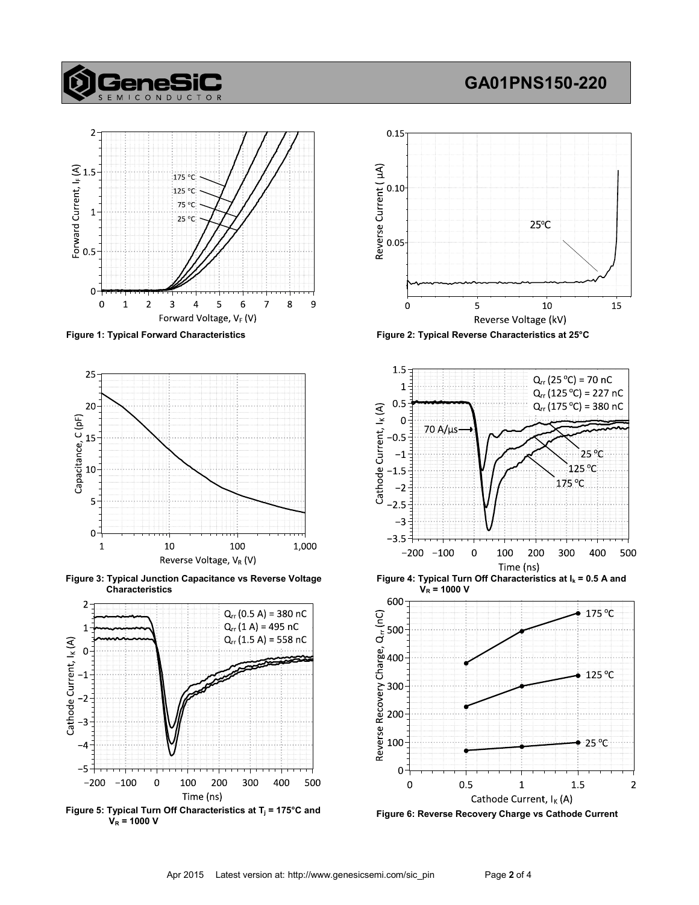Figure 1: Typical Forward Characteristics

Figure 2: Typical Reverse Characteristics at 25°C

Figure 3: Typical Junction Capacitance vs Reverse Voltage Characteristics

Figure 4: Typical Turn Off Characteristics at $I_k$ = 0.5 A and $V_R$ = 1000 V

Figure 5: Typical Turn Off Characteristics at $T_j$ = 175°C and $V_R$ = 1000 V

Figure 6: Reverse Recovery Charge vs Cathode Current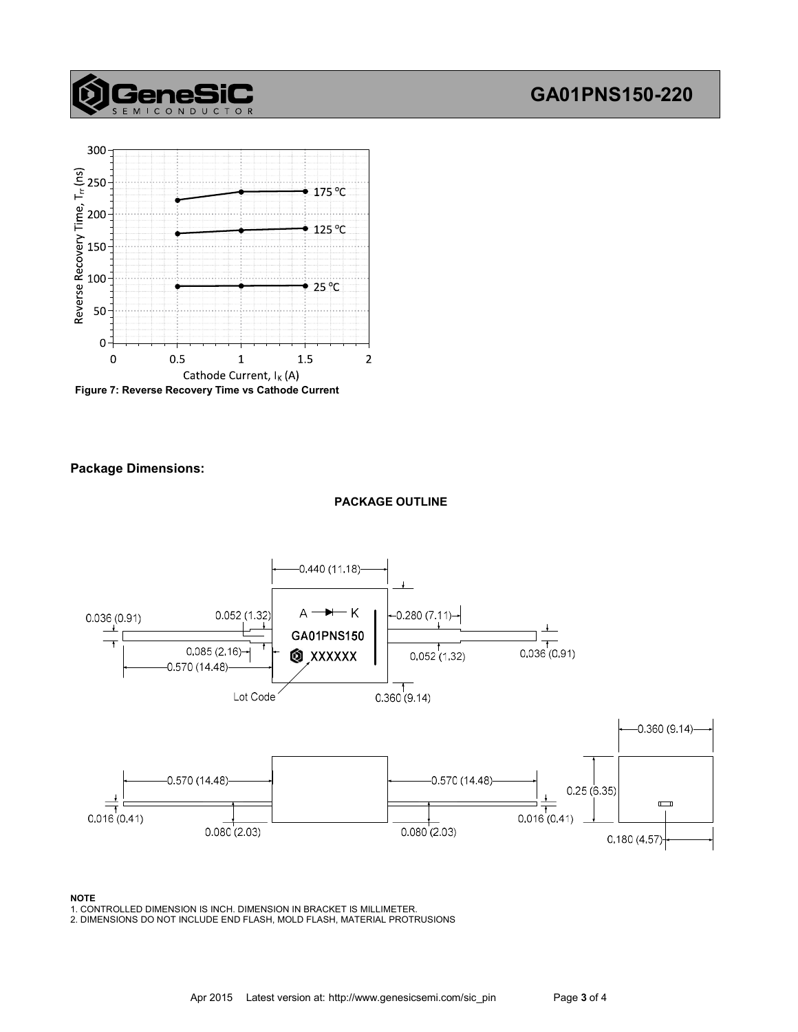Figure 7: Reverse Recovery Time vs Cathode Current

## Package Dimensions:

**PACKAGE OUTLINE**

**NOTE**

1. CONTROLLED DIMENSION IS INCH. DIMENSION IN BRACKET IS MILLIMETER.
2. DIMENSIONS DO NOT INCLUDE END FLASH, MOLD FLASH, MATERIAL PROTRUSIONS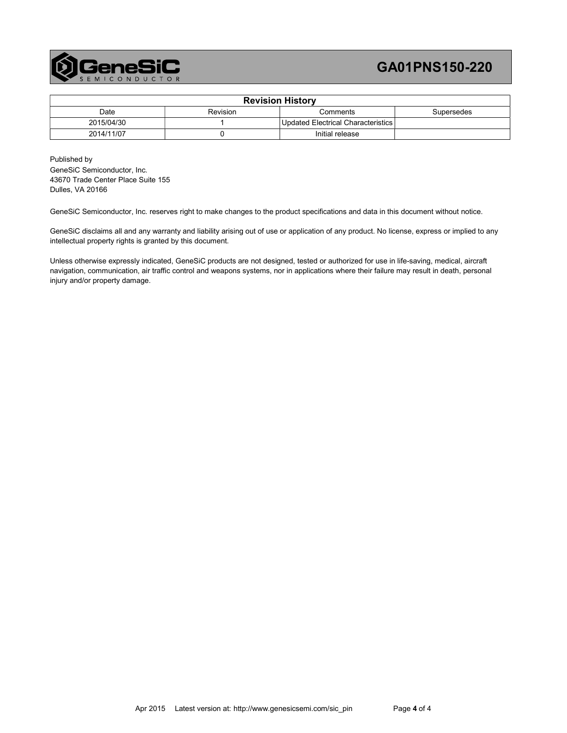| Revision History | | | |
|---|---|---|---|
| Date | Revision | Comments | Supersedes |
| 2015/04/30 | 1 | Updated Electrical Characteristics | |
| 2014/11/07 | 0 | Initial release | |

Published by
GeneSiC Semiconductor, Inc.
43670 Trade Center Place Suite 155
Dulles, VA 20166

GeneSiC Semiconductor, Inc. reserves right to make changes to the product specifications and data in this document without notice.

GeneSiC disclaims all and any warranty and liability arising out of use or application of any product. No license, express or implied to any intellectual property rights is granted by this document.

Unless otherwise expressly indicated, GeneSiC products are not designed, tested or authorized for use in life-saving, medical, aircraft navigation, communication, air traffic control and weapons systems, nor in applications where their failure may result in death, personal injury and/or property damage.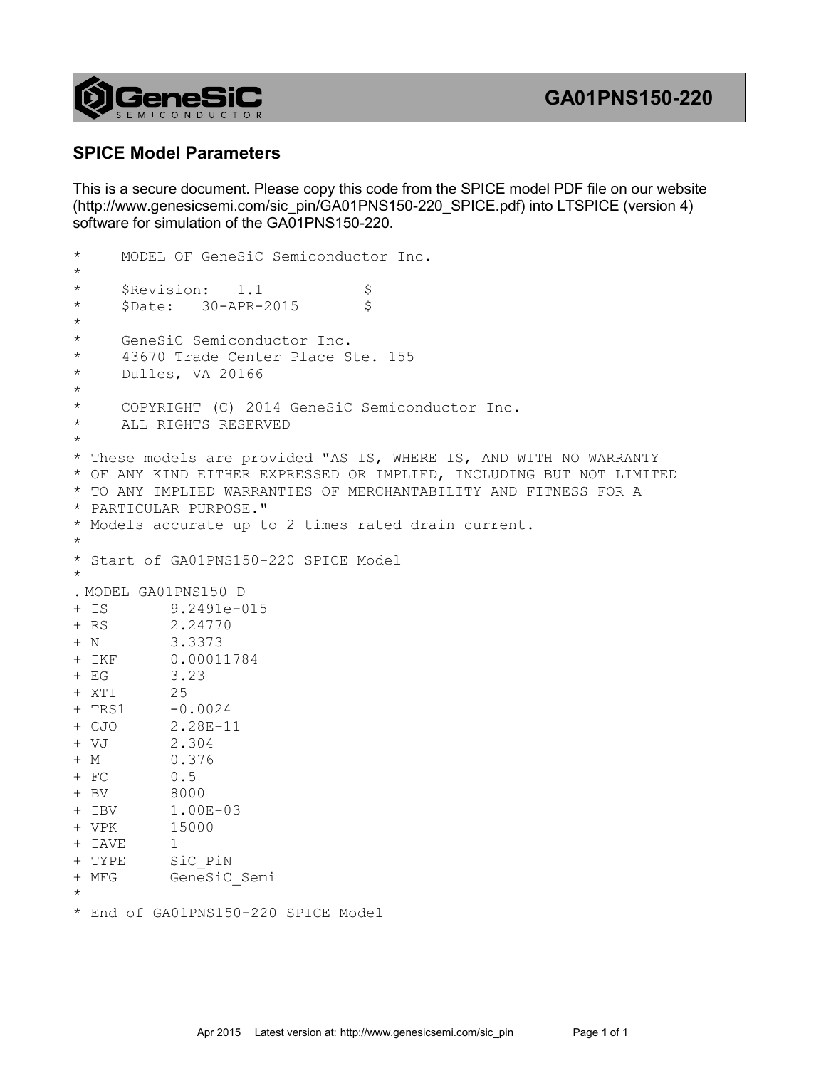# GA01PNS150-220

## SPICE Model Parameters

This is a secure document. Please copy this code from the SPICE model PDF file on our website (http://www.genesicsemi.com/sic_pin/GA01PNS150-220_SPICE.pdf) into LTSPICE (version 4) software for simulation of the GA01PNS150-220.

```
*     MODEL OF GeneSiC Semiconductor Inc.
*
*     $Revision:   1.1          $
*     $Date:   30-APR-2015      $
*
*     GeneSiC Semiconductor Inc.
*     43670 Trade Center Place Ste. 155
*     Dulles, VA 20166
*
*     COPYRIGHT (C) 2014 GeneSiC Semiconductor Inc.
*     ALL RIGHTS RESERVED
*
* These models are provided "AS IS, WHERE IS, AND WITH NO WARRANTY
* OF ANY KIND EITHER EXPRESSED OR IMPLIED, INCLUDING BUT NOT LIMITED
* TO ANY IMPLIED WARRANTIES OF MERCHANTABILITY AND FITNESS FOR A
* PARTICULAR PURPOSE."
* Models accurate up to 2 times rated drain current.
*
* Start of GA01PNS150-220 SPICE Model
*
.MODEL GA01PNS150 D
+ IS       9.2491e-015
+ RS       2.24770
+ N        3.3373
+ IKF      0.00011784
+ EG       3.23
+ XTI      25
+ TRS1     -0.0024
+ CJO      2.28E-11
+ VJ       2.304
+ M        0.376
+ FC       0.5
+ BV       8000
+ IBV      1.00E-03
+ VPK      15000
+ IAVE     1
+ TYPE     SiC_PiN
+ MFG      GeneSiC_Semi
*
* End of GA01PNS150-220 SPICE Model
```